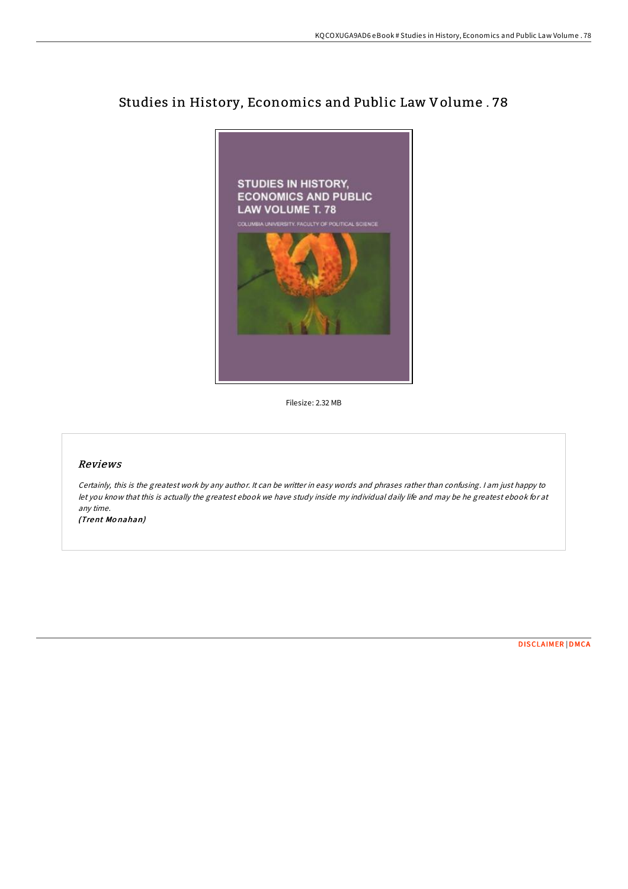# Studies in History, Economics and Public Law Volume . 78

Filesize: 2.32 MB

## Reviews

*Certainly, this is the greatest work by any author. It can be writter in easy words and phrases rather than confusing. I am just happy to let you know that this is actually the greatest ebook we have study inside my individual daily life and may be he greatest ebook for at any time.*

***(Trent Monahan)***

DISCLAIMER | DMCA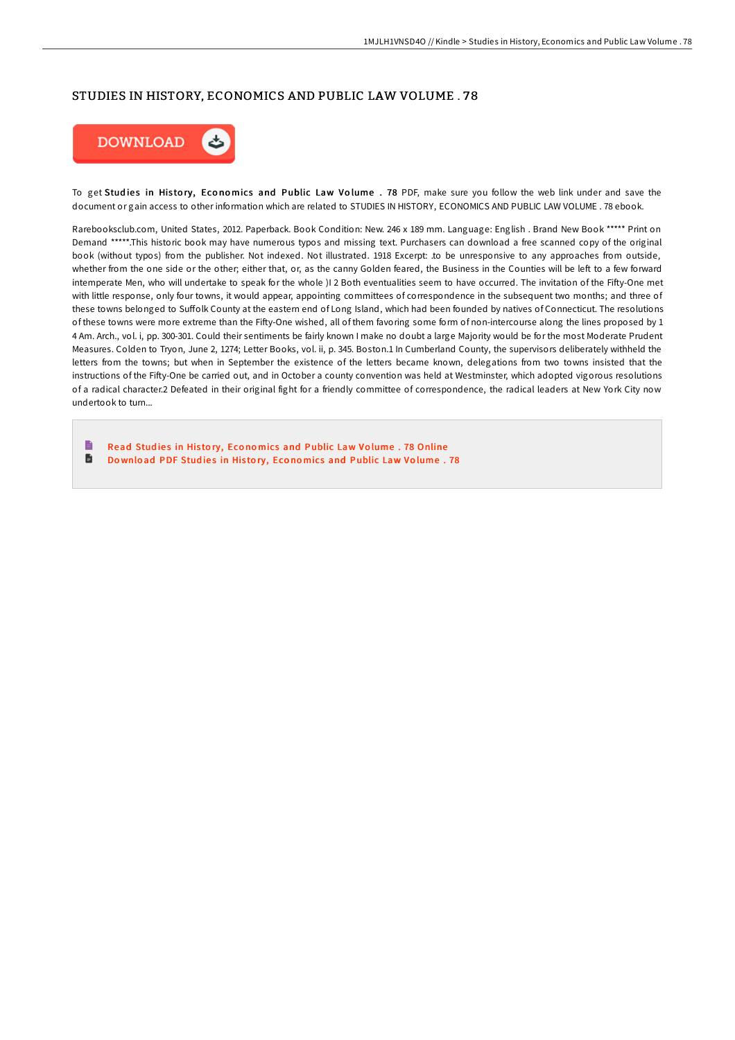# STUDIES IN HISTORY, ECONOMICS AND PUBLIC LAW VOLUME . 78

DOWNLOAD

To get **Studies in History, Economics and Public Law Volume . 78** PDF, make sure you follow the web link under and save the document or gain access to other information which are related to STUDIES IN HISTORY, ECONOMICS AND PUBLIC LAW VOLUME . 78 ebook.

Rarebooksclub.com, United States, 2012. Paperback. Book Condition: New. 246 x 189 mm. Language: English . Brand New Book ***** Print on Demand *****.This historic book may have numerous typos and missing text. Purchasers can download a free scanned copy of the original book (without typos) from the publisher. Not indexed. Not illustrated. 1918 Excerpt: .to be unresponsive to any approaches from outside, whether from the one side or the other; either that, or, as the canny Golden feared, the Business in the Counties will be left to a few forward intemperate Men, who will undertake to speak for the whole )I 2 Both eventualities seem to have occurred. The invitation of the Fifty-One met with little response, only four towns, it would appear, appointing committees of correspondence in the subsequent two months; and three of these towns belonged to Suffolk County at the eastern end of Long Island, which had been founded by natives of Connecticut. The resolutions of these towns were more extreme than the Fifty-One wished, all of them favoring some form of non-intercourse along the lines proposed by 1 4 Am. Arch., vol. i, pp. 300-301. Could their sentiments be fairly known I make no doubt a large Majority would be for the most Moderate Prudent Measures. Colden to Tryon, June 2, 1274; Letter Books, vol. ii, p. 345. Boston.1 In Cumberland County, the supervisors deliberately withheld the letters from the towns; but when in September the existence of the letters became known, delegations from two towns insisted that the instructions of the Fifty-One be carried out, and in October a county convention was held at Westminster, which adopted vigorous resolutions of a radical character.2 Defeated in their original fight for a friendly committee of correspondence, the radical leaders at New York City now undertook to turn...

- Read Studies in History, Economics and Public Law Volume . 78 Online
- Download PDF Studies in History, Economics and Public Law Volume . 78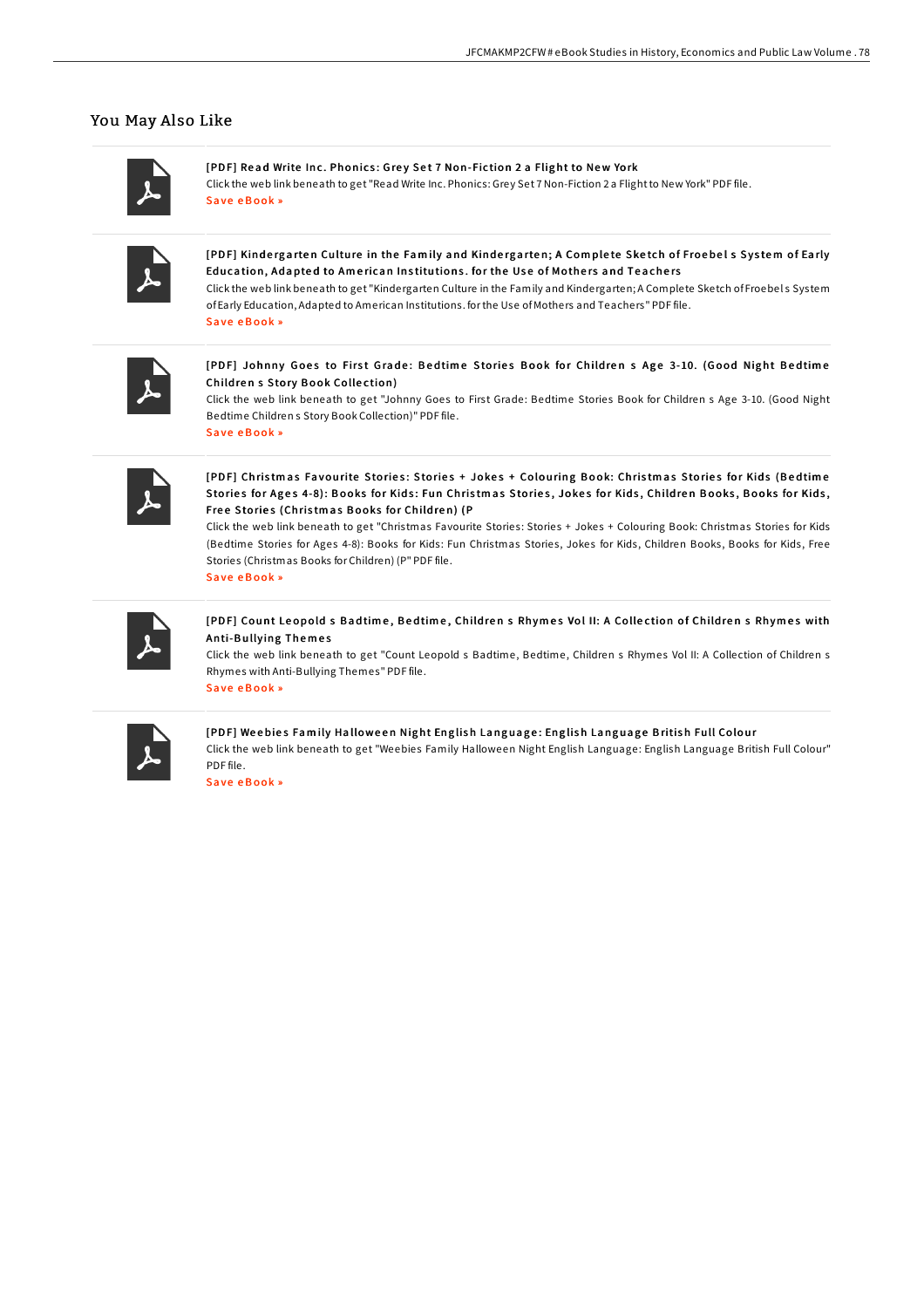## You May Also Like

**[PDF] Read Write Inc. Phonics: Grey Set 7 Non-Fiction 2 a Flight to New York**

Click the web link beneath to get "Read Write Inc. Phonics: Grey Set 7 Non-Fiction 2 a Flight to New York" PDF file.

Save eBook »

**[PDF] Kindergarten Culture in the Family and Kindergarten; A Complete Sketch of Froebel s System of Early Education, Adapted to American Institutions. for the Use of Mothers and Teachers**

Click the web link beneath to get "Kindergarten Culture in the Family and Kindergarten; A Complete Sketch of Froebel s System of Early Education, Adapted to American Institutions. for the Use of Mothers and Teachers" PDF file.

Save eBook »

**[PDF] Johnny Goes to First Grade: Bedtime Stories Book for Children s Age 3-10. (Good Night Bedtime Children s Story Book Collection)**

Click the web link beneath to get "Johnny Goes to First Grade: Bedtime Stories Book for Children s Age 3-10. (Good Night Bedtime Children s Story Book Collection)" PDF file.

Save eBook »

**[PDF] Christmas Favourite Stories: Stories + Jokes + Colouring Book: Christmas Stories for Kids (Bedtime Stories for Ages 4-8): Books for Kids: Fun Christmas Stories, Jokes for Kids, Children Books, Books for Kids, Free Stories (Christmas Books for Children) (P**

Click the web link beneath to get "Christmas Favourite Stories: Stories + Jokes + Colouring Book: Christmas Stories for Kids (Bedtime Stories for Ages 4-8): Books for Kids: Fun Christmas Stories, Jokes for Kids, Children Books, Books for Kids, Free Stories (Christmas Books for Children) (P" PDF file.

Save eBook »

**[PDF] Count Leopold s Badtime, Bedtime, Children s Rhymes Vol II: A Collection of Children s Rhymes with Anti-Bullying Themes**

Click the web link beneath to get "Count Leopold s Badtime, Bedtime, Children s Rhymes Vol II: A Collection of Children s Rhymes with Anti-Bullying Themes" PDF file.

Save eBook »

**[PDF] Weebies Family Halloween Night English Language: English Language British Full Colour**

Click the web link beneath to get "Weebies Family Halloween Night English Language: English Language British Full Colour" PDF file.

Save eBook »